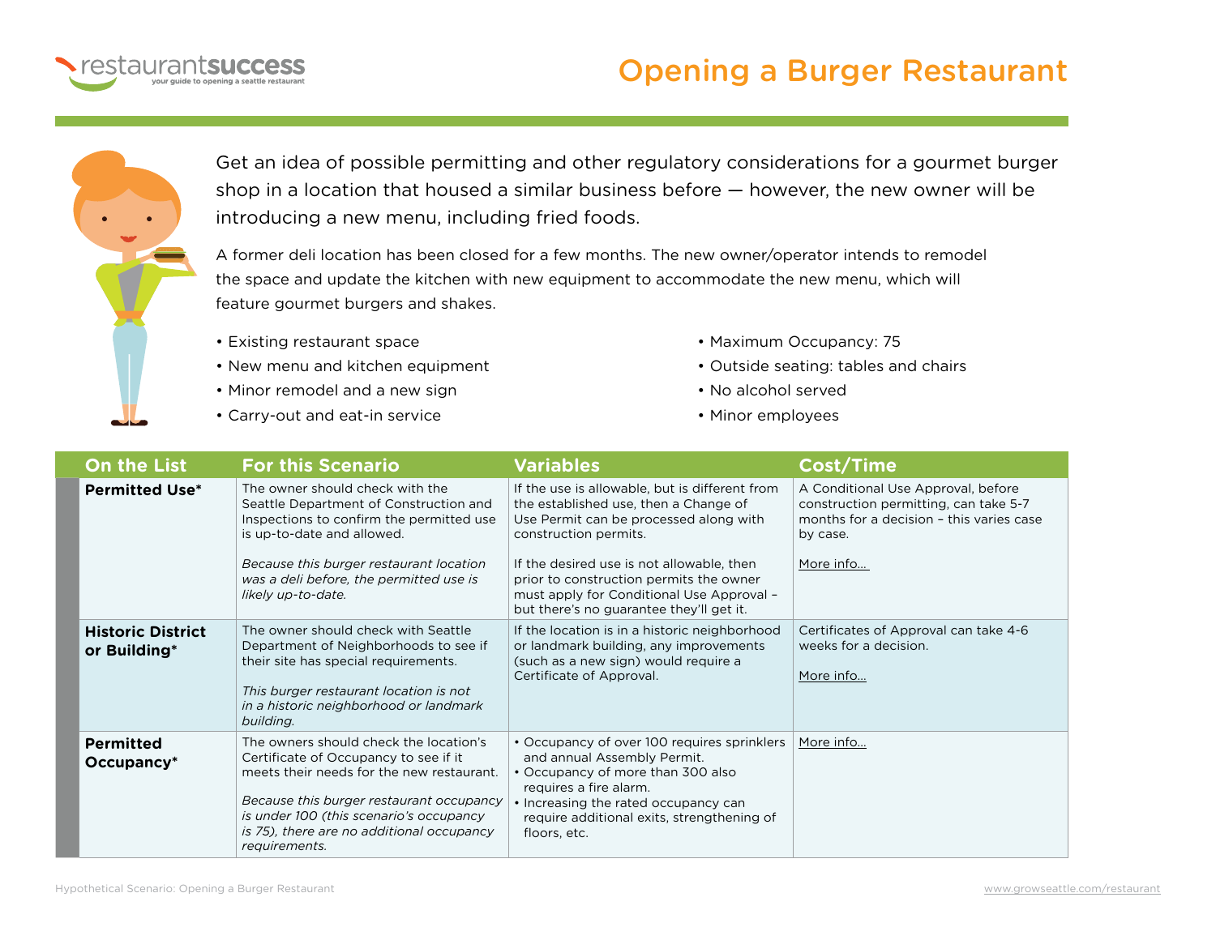# Opening a Burger Restaurant

Get an idea of possible permitting and other regulatory considerations for a gourmet burger shop in a location that housed a similar business before — however, the new owner will be introducing a new menu, including fried foods.

A former deli location has been closed for a few months. The new owner/operator intends to remodel the space and update the kitchen with new equipment to accommodate the new menu, which will feature gourmet burgers and shakes.

- Existing restaurant space
- New menu and kitchen equipment
- Minor remodel and a new sign
- Carry-out and eat-in service
- Maximum Occupancy: 75
- Outside seating: tables and chairs
- No alcohol served
- Minor employees

| On the List | For this Scenario | Variables | Cost/Time |
|---|---|---|---|
| **Permitted Use*** | The owner should check with the Seattle Department of Construction and Inspections to confirm the permitted use is up-to-date and allowed.<br><br>*Because this burger restaurant location was a deli before, the permitted use is likely up-to-date.* | If the use is allowable, but is different from the established use, then a Change of Use Permit can be processed along with construction permits.<br><br>If the desired use is not allowable, then prior to construction permits the owner must apply for Conditional Use Approval – but there's no guarantee they'll get it. | A Conditional Use Approval, before construction permitting, can take 5-7 months for a decision – this varies case by case.<br><br>More info... |
| **Historic District or Building*** | The owner should check with Seattle Department of Neighborhoods to see if their site has special requirements.<br><br>*This burger restaurant location is not in a historic neighborhood or landmark building.* | If the location is in a historic neighborhood or landmark building, any improvements (such as a new sign) would require a Certificate of Approval. | Certificates of Approval can take 4-6 weeks for a decision.<br><br>More info... |
| **Permitted Occupancy*** | The owners should check the location's Certificate of Occupancy to see if it meets their needs for the new restaurant.<br><br>*Because this burger restaurant occupancy is under 100 (this scenario's occupancy is 75), there are no additional occupancy requirements.* | • Occupancy of over 100 requires sprinklers and annual Assembly Permit.<br>• Occupancy of more than 300 also requires a fire alarm.<br>• Increasing the rated occupancy can require additional exits, strengthening of floors, etc. | More info... |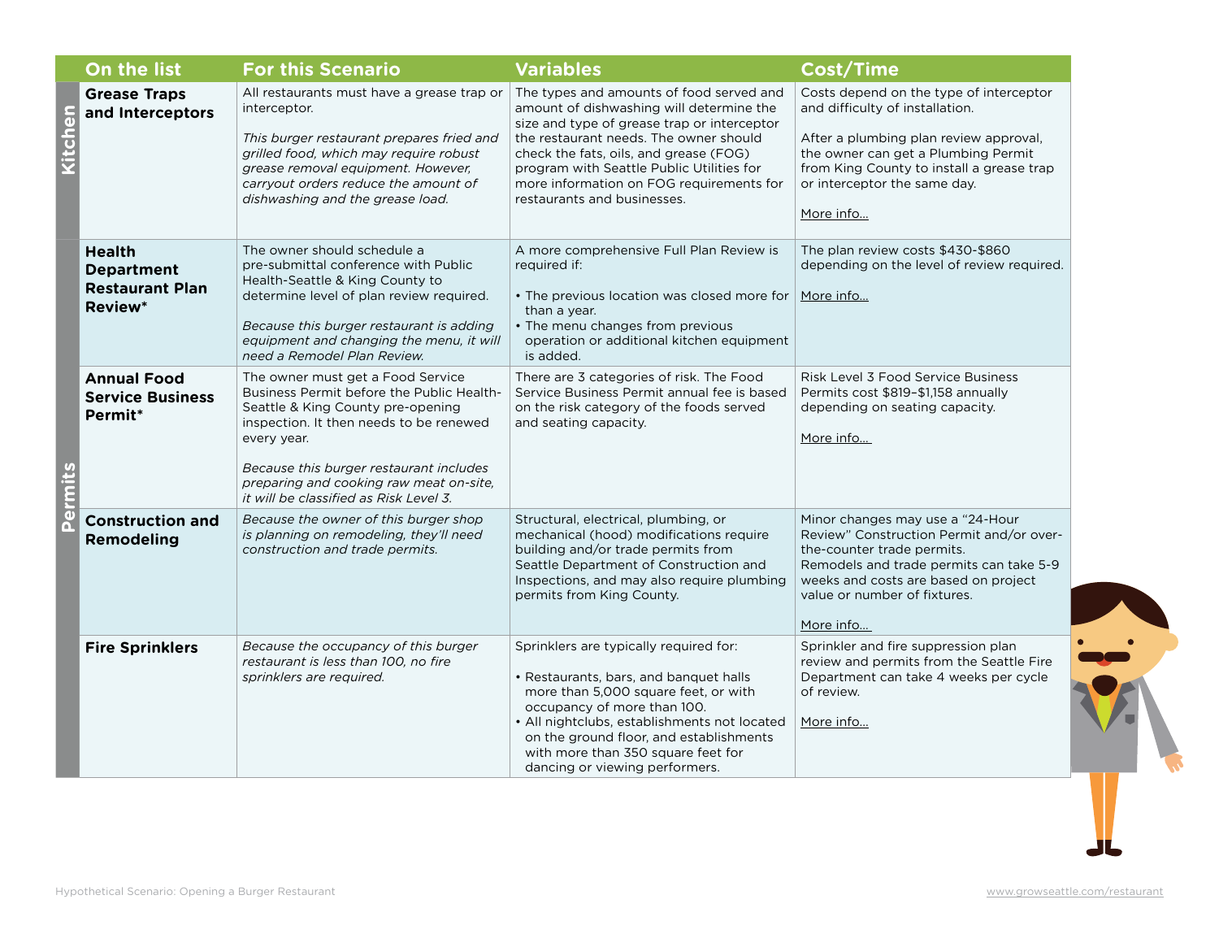| | On the list | For this Scenario | Variables | Cost/Time |
|---|---|---|---|---|
| Kitchen | **Grease Traps and Interceptors** | All restaurants must have a grease trap or interceptor.<br><br>*This burger restaurant prepares fried and grilled food, which may require robust grease removal equipment. However, carryout orders reduce the amount of dishwashing and the grease load.* | The types and amounts of food served and amount of dishwashing will determine the size and type of grease trap or interceptor the restaurant needs. The owner should check the fats, oils, and grease (FOG) program with Seattle Public Utilities for more information on FOG requirements for restaurants and businesses. | Costs depend on the type of interceptor and difficulty of installation.<br><br>After a plumbing plan review approval, the owner can get a Plumbing Permit from King County to install a grease trap or interceptor the same day.<br><br>More info… |
| Permits | **Health Department Restaurant Plan Review*** | The owner should schedule a pre-submittal conference with Public Health-Seattle & King County to determine level of plan review required.<br><br>*Because this burger restaurant is adding equipment and changing the menu, it will need a Remodel Plan Review.* | A more comprehensive Full Plan Review is required if:<br><br>• The previous location was closed more for than a year.<br>• The menu changes from previous operation or additional kitchen equipment is added. | The plan review costs $430-$860 depending on the level of review required.<br><br>More info… |
| Permits | **Annual Food Service Business Permit*** | The owner must get a Food Service Business Permit before the Public Health-Seattle & King County pre-opening inspection. It then needs to be renewed every year.<br><br>*Because this burger restaurant includes preparing and cooking raw meat on-site, it will be classified as Risk Level 3.* | There are 3 categories of risk. The Food Service Business Permit annual fee is based on the risk category of the foods served and seating capacity. | Risk Level 3 Food Service Business Permits cost $819–$1,158 annually depending on seating capacity.<br><br>More info… |
| Permits | **Construction and Remodeling** | *Because the owner of this burger shop is planning on remodeling, they'll need construction and trade permits.* | Structural, electrical, plumbing, or mechanical (hood) modifications require building and/or trade permits from Seattle Department of Construction and Inspections, and may also require plumbing permits from King County. | Minor changes may use a "24-Hour Review" Construction Permit and/or over-the-counter trade permits.<br>Remodels and trade permits can take 5-9 weeks and costs are based on project value or number of fixtures.<br><br>More info… |
| Permits | **Fire Sprinklers** | *Because the occupancy of this burger restaurant is less than 100, no fire sprinklers are required.* | Sprinklers are typically required for:<br><br>• Restaurants, bars, and banquet halls more than 5,000 square feet, or with occupancy of more than 100.<br>• All nightclubs, establishments not located on the ground floor, and establishments with more than 350 square feet for dancing or viewing performers. | Sprinkler and fire suppression plan review and permits from the Seattle Fire Department can take 4 weeks per cycle of review.<br><br>More info… |

Hypothetical Scenario: Opening a Burger Restaurant

www.growseattle.com/restaurant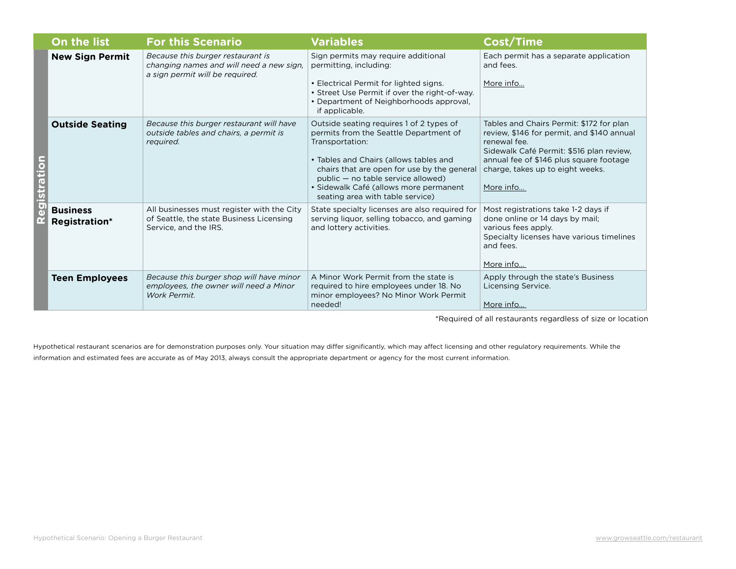| | On the list | For this Scenario | Variables | Cost/Time |
|---|---|---|---|---|
| Registration | **New Sign Permit** | *Because this burger restaurant is changing names and will need a new sign, a sign permit will be required.* | Sign permits may require additional permitting, including:<br><br>• Electrical Permit for lighted signs.<br>• Street Use Permit if over the right-of-way.<br>• Department of Neighborhoods approval, if applicable. | Each permit has a separate application and fees.<br><br>More info... |
| | **Outside Seating** | *Because this burger restaurant will have outside tables and chairs, a permit is required.* | Outside seating requires 1 of 2 types of permits from the Seattle Department of Transportation:<br><br>• Tables and Chairs (allows tables and chairs that are open for use by the general public — no table service allowed)<br>• Sidewalk Café (allows more permanent seating area with table service) | Tables and Chairs Permit: $172 for plan review, $146 for permit, and $140 annual renewal fee.<br>Sidewalk Café Permit: $516 plan review, annual fee of $146 plus square footage charge, takes up to eight weeks.<br><br>More info... |
| | **Business Registration*** | All businesses must register with the City of Seattle, the state Business Licensing Service, and the IRS. | State specialty licenses are also required for serving liquor, selling tobacco, and gaming and lottery activities. | Most registrations take 1-2 days if done online or 14 days by mail; various fees apply.<br>Specialty licenses have various timelines and fees.<br><br>More info... |
| | **Teen Employees** | *Because this burger shop will have minor employees, the owner will need a Minor Work Permit.* | A Minor Work Permit from the state is required to hire employees under 18. No minor employees? No Minor Work Permit needed! | Apply through the state's Business Licensing Service.<br><br>More info... |

*Required of all restaurants regardless of size or location

Hypothetical restaurant scenarios are for demonstration purposes only. Your situation may differ significantly, which may affect licensing and other regulatory requirements. While the information and estimated fees are accurate as of May 2013, always consult the appropriate department or agency for the most current information.